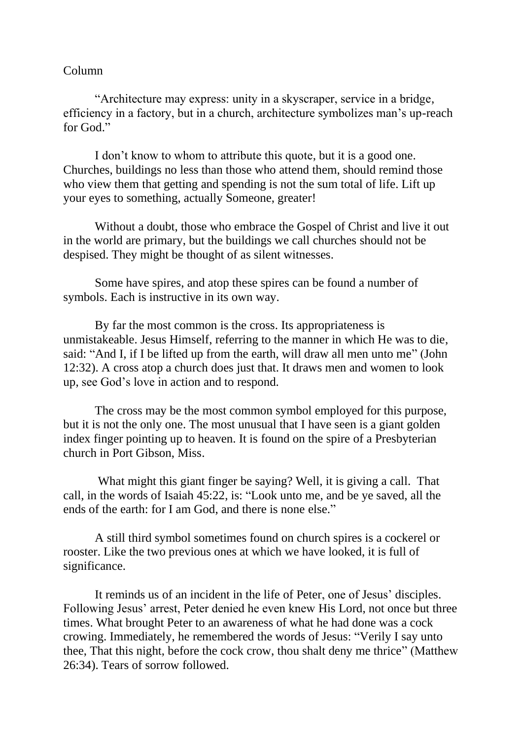Column

"Architecture may express: unity in a skyscraper, service in a bridge, efficiency in a factory, but in a church, architecture symbolizes man's up-reach for God."

I don't know to whom to attribute this quote, but it is a good one. Churches, buildings no less than those who attend them, should remind those who view them that getting and spending is not the sum total of life. Lift up your eyes to something, actually Someone, greater!

Without a doubt, those who embrace the Gospel of Christ and live it out in the world are primary, but the buildings we call churches should not be despised. They might be thought of as silent witnesses.

Some have spires, and atop these spires can be found a number of symbols. Each is instructive in its own way.

By far the most common is the cross. Its appropriateness is unmistakeable. Jesus Himself, referring to the manner in which He was to die, said: "And I, if I be lifted up from the earth, will draw all men unto me" (John 12:32). A cross atop a church does just that. It draws men and women to look up, see God's love in action and to respond.

The cross may be the most common symbol employed for this purpose, but it is not the only one. The most unusual that I have seen is a giant golden index finger pointing up to heaven. It is found on the spire of a Presbyterian church in Port Gibson, Miss.

What might this giant finger be saying? Well, it is giving a call. That call, in the words of Isaiah 45:22, is: "Look unto me, and be ye saved, all the ends of the earth: for I am God, and there is none else."

A still third symbol sometimes found on church spires is a cockerel or rooster. Like the two previous ones at which we have looked, it is full of significance.

It reminds us of an incident in the life of Peter, one of Jesus' disciples. Following Jesus' arrest, Peter denied he even knew His Lord, not once but three times. What brought Peter to an awareness of what he had done was a cock crowing. Immediately, he remembered the words of Jesus: "Verily I say unto thee, That this night, before the cock crow, thou shalt deny me thrice" (Matthew 26:34). Tears of sorrow followed.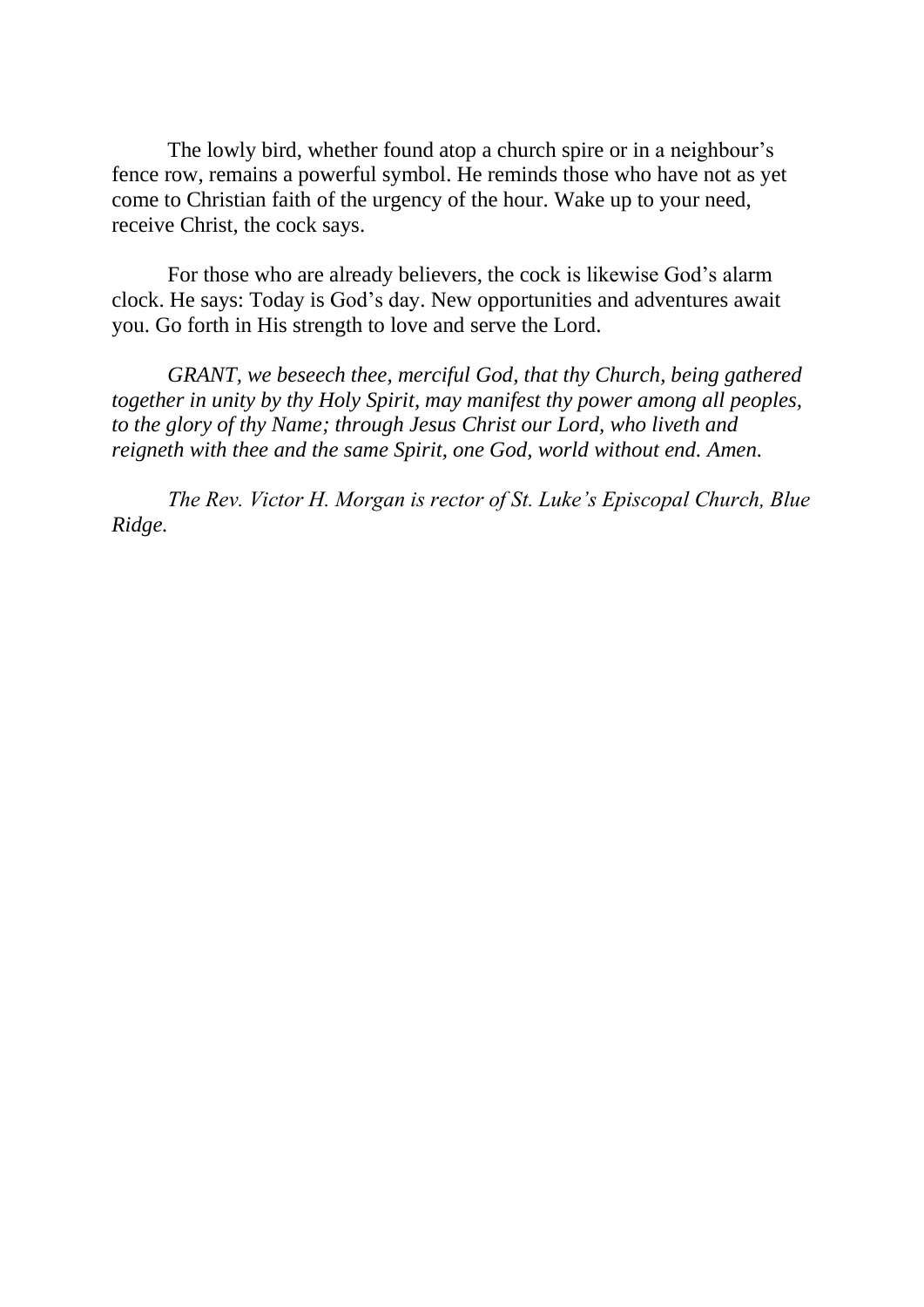The lowly bird, whether found atop a church spire or in a neighbour's fence row, remains a powerful symbol. He reminds those who have not as yet come to Christian faith of the urgency of the hour. Wake up to your need, receive Christ, the cock says.

For those who are already believers, the cock is likewise God's alarm clock. He says: Today is God's day. New opportunities and adventures await you. Go forth in His strength to love and serve the Lord.

*GRANT, we beseech thee, merciful God, that thy Church, being gathered together in unity by thy Holy Spirit, may manifest thy power among all peoples, to the glory of thy Name; through Jesus Christ our Lord, who liveth and reigneth with thee and the same Spirit, one God, world without end. Amen.*

*The Rev. Victor H. Morgan is rector of St. Luke's Episcopal Church, Blue Ridge.*